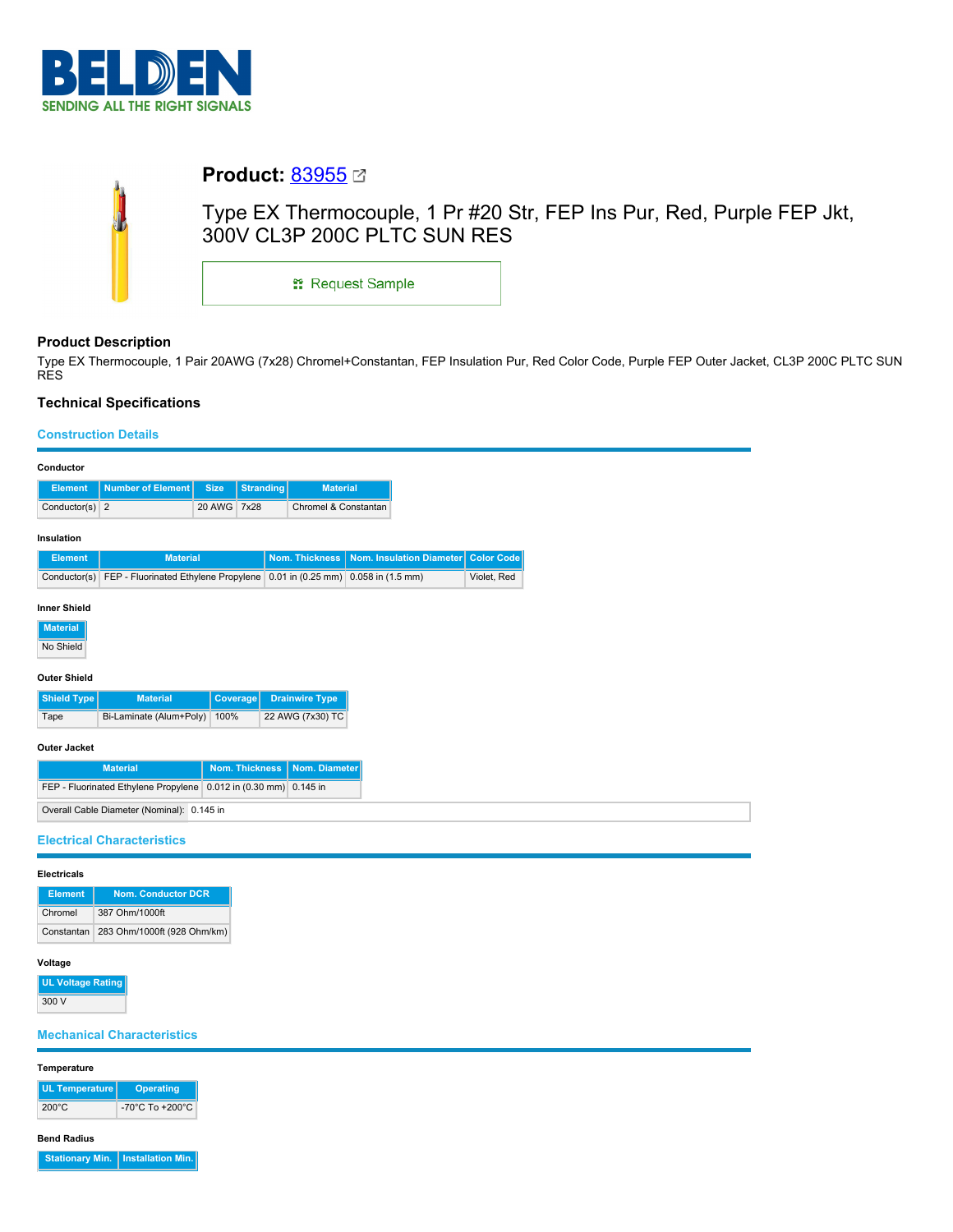# BELDEN

SENDING ALL THE RIGHT SIGNALS

## Product: 83955

Type EX Thermocouple, 1 Pr #20 Str, FEP Ins Pur, Red, Purple FEP Jkt, 300V CL3P 200C PLTC SUN RES

Request Sample

### Product Description

Type EX Thermocouple, 1 Pair 20AWG (7x28) Chromel+Constantan, FEP Insulation Pur, Red Color Code, Purple FEP Outer Jacket, CL3P 200C PLTC SUN RES

### Technical Specifications

#### Construction Details

**Conductor**

| Element | Number of Element | Size | Stranding | Material |
|---|---|---|---|---|
| Conductor(s) | 2 | 20 AWG | 7x28 | Chromel & Constantan |

**Insulation**

| Element | Material | Nom. Thickness | Nom. Insulation Diameter | Color Code |
|---|---|---|---|---|
| Conductor(s) | FEP - Fluorinated Ethylene Propylene | 0.01 in (0.25 mm) | 0.058 in (1.5 mm) | Violet, Red |

**Inner Shield**

| Material |
|---|
| No Shield |

**Outer Shield**

| Shield Type | Material | Coverage | Drainwire Type |
|---|---|---|---|
| Tape | Bi-Laminate (Alum+Poly) | 100% | 22 AWG (7x30) TC |

**Outer Jacket**

| Material | Nom. Thickness | Nom. Diameter |
|---|---|---|
| FEP - Fluorinated Ethylene Propylene | 0.012 in (0.30 mm) | 0.145 in |

| Overall Cable Diameter (Nominal): | 0.145 in |
|---|---|

#### Electrical Characteristics

**Electricals**

| Element | Nom. Conductor DCR |
|---|---|
| Chromel | 387 Ohm/1000ft |
| Constantan | 283 Ohm/1000ft (928 Ohm/km) |

**Voltage**

| UL Voltage Rating |
|---|
| 300 V |

#### Mechanical Characteristics

**Temperature**

| UL Temperature | Operating |
|---|---|
| 200°C | -70°C To +200°C |

**Bend Radius**

| Stationary Min. | Installation Min. |
|---|---|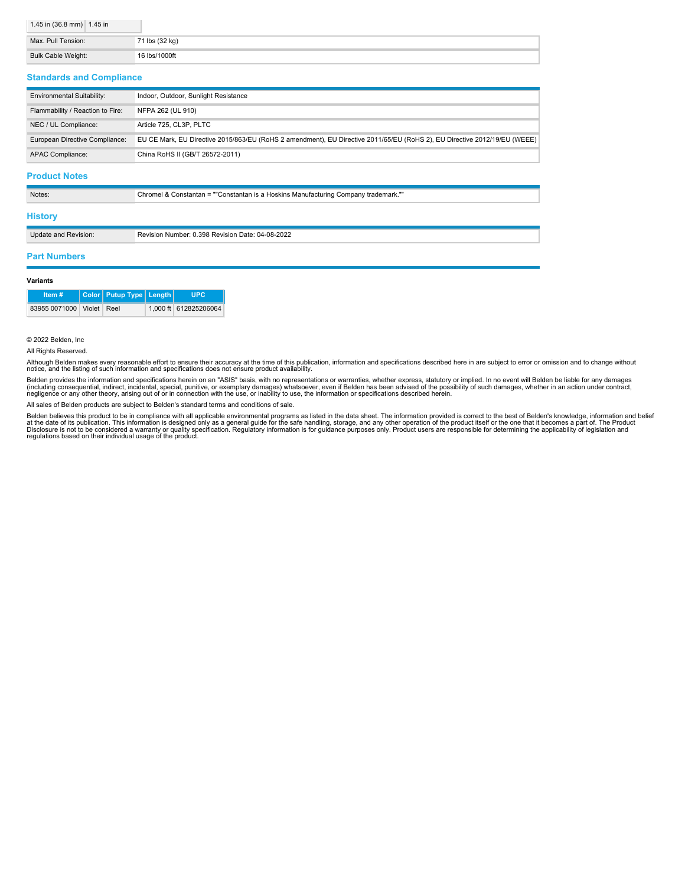| | |
|---|---|
| 1.45 in (36.8 mm) | 1.45 in |
| Max. Pull Tension: | 71 lbs (32 kg) |
| Bulk Cable Weight: | 16 lbs/1000ft |

## Standards and Compliance

| | |
|---|---|
| Environmental Suitability: | Indoor, Outdoor, Sunlight Resistance |
| Flammability / Reaction to Fire: | NFPA 262 (UL 910) |
| NEC / UL Compliance: | Article 725, CL3P, PLTC |
| European Directive Compliance: | EU CE Mark, EU Directive 2015/863/EU (RoHS 2 amendment), EU Directive 2011/65/EU (RoHS 2), EU Directive 2012/19/EU (WEEE) |
| APAC Compliance: | China RoHS II (GB/T 26572-2011) |

## Product Notes

| | |
|---|---|
| Notes: | Chromel & Constantan = ""Constantan is a Hoskins Manufacturing Company trademark."" |

## History

| | |
|---|---|
| Update and Revision: | Revision Number: 0.398 Revision Date: 04-08-2022 |

## Part Numbers

**Variants**

| Item # | Color | Putup Type | Length | UPC |
|---|---|---|---|---|
| 83955 0071000 | Violet | Reel | 1,000 ft | 612825206064 |

© 2022 Belden, Inc

All Rights Reserved.

Although Belden makes every reasonable effort to ensure their accuracy at the time of this publication, information and specifications described here in are subject to error or omission and to change without notice, and the listing of such information and specifications does not ensure product availability.

Belden provides the information and specifications herein on an "ASIS" basis, with no representations or warranties, whether express, statutory or implied. In no event will Belden be liable for any damages (including consequential, indirect, incidental, special, punitive, or exemplary damages) whatsoever, even if Belden has been advised of the possibility of such damages, whether in an action under contract, negligence or any other theory, arising out of or in connection with the use, or inability to use, the information or specifications described herein.

All sales of Belden products are subject to Belden's standard terms and conditions of sale.

Belden believes this product to be in compliance with all applicable environmental programs as listed in the data sheet. The information provided is correct to the best of Belden's knowledge, information and belief at the date of its publication. This information is designed only as a general guide for the safe handling, storage, and any other operation of the product itself or the one that it becomes a part of. The Product Disclosure is not to be considered a warranty or quality specification. Regulatory information is for guidance purposes only. Product users are responsible for determining the applicability of legislation and regulations based on their individual usage of the product.